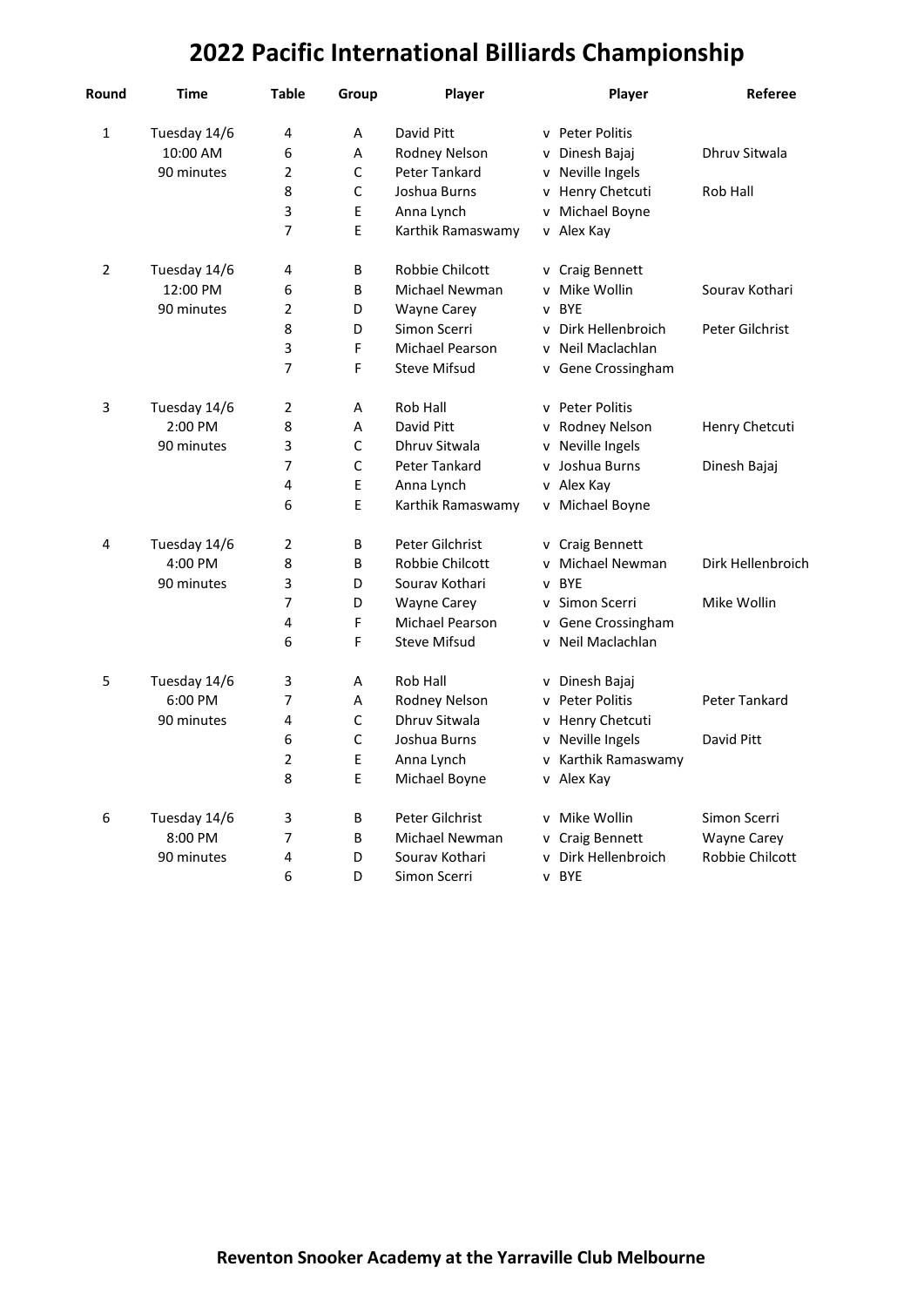# 2022 Pacific International Billiards Championship

| Round | Time | Table | Group | Player | | Player | Referee |
|---|---|---|---|---|---|---|---|
| 1 | Tuesday 14/6 | 4 | A | David Pitt | v | Peter Politis | |
| | 10:00 AM | 6 | A | Rodney Nelson | v | Dinesh Bajaj | Dhruv Sitwala |
| | 90 minutes | 2 | C | Peter Tankard | v | Neville Ingels | |
| | | 8 | C | Joshua Burns | v | Henry Chetcuti | Rob Hall |
| | | 3 | E | Anna Lynch | v | Michael Boyne | |
| | | 7 | E | Karthik Ramaswamy | v | Alex Kay | |
| 2 | Tuesday 14/6 | 4 | B | Robbie Chilcott | v | Craig Bennett | |
| | 12:00 PM | 6 | B | Michael Newman | v | Mike Wollin | Sourav Kothari |
| | 90 minutes | 2 | D | Wayne Carey | v | BYE | |
| | | 8 | D | Simon Scerri | v | Dirk Hellenbroich | Peter Gilchrist |
| | | 3 | F | Michael Pearson | v | Neil Maclachlan | |
| | | 7 | F | Steve Mifsud | v | Gene Crossingham | |
| 3 | Tuesday 14/6 | 2 | A | Rob Hall | v | Peter Politis | |
| | 2:00 PM | 8 | A | David Pitt | v | Rodney Nelson | Henry Chetcuti |
| | 90 minutes | 3 | C | Dhruv Sitwala | v | Neville Ingels | |
| | | 7 | C | Peter Tankard | v | Joshua Burns | Dinesh Bajaj |
| | | 4 | E | Anna Lynch | v | Alex Kay | |
| | | 6 | E | Karthik Ramaswamy | v | Michael Boyne | |
| 4 | Tuesday 14/6 | 2 | B | Peter Gilchrist | v | Craig Bennett | |
| | 4:00 PM | 8 | B | Robbie Chilcott | v | Michael Newman | Dirk Hellenbroich |
| | 90 minutes | 3 | D | Sourav Kothari | v | BYE | |
| | | 7 | D | Wayne Carey | v | Simon Scerri | Mike Wollin |
| | | 4 | F | Michael Pearson | v | Gene Crossingham | |
| | | 6 | F | Steve Mifsud | v | Neil Maclachlan | |
| 5 | Tuesday 14/6 | 3 | A | Rob Hall | v | Dinesh Bajaj | |
| | 6:00 PM | 7 | A | Rodney Nelson | v | Peter Politis | Peter Tankard |
| | 90 minutes | 4 | C | Dhruv Sitwala | v | Henry Chetcuti | |
| | | 6 | C | Joshua Burns | v | Neville Ingels | David Pitt |
| | | 2 | E | Anna Lynch | v | Karthik Ramaswamy | |
| | | 8 | E | Michael Boyne | v | Alex Kay | |
| 6 | Tuesday 14/6 | 3 | B | Peter Gilchrist | v | Mike Wollin | Simon Scerri |
| | 8:00 PM | 7 | B | Michael Newman | v | Craig Bennett | Wayne Carey |
| | 90 minutes | 4 | D | Sourav Kothari | v | Dirk Hellenbroich | Robbie Chilcott |
| | | 6 | D | Simon Scerri | v | BYE | |

**Reventon Snooker Academy at the Yarraville Club Melbourne**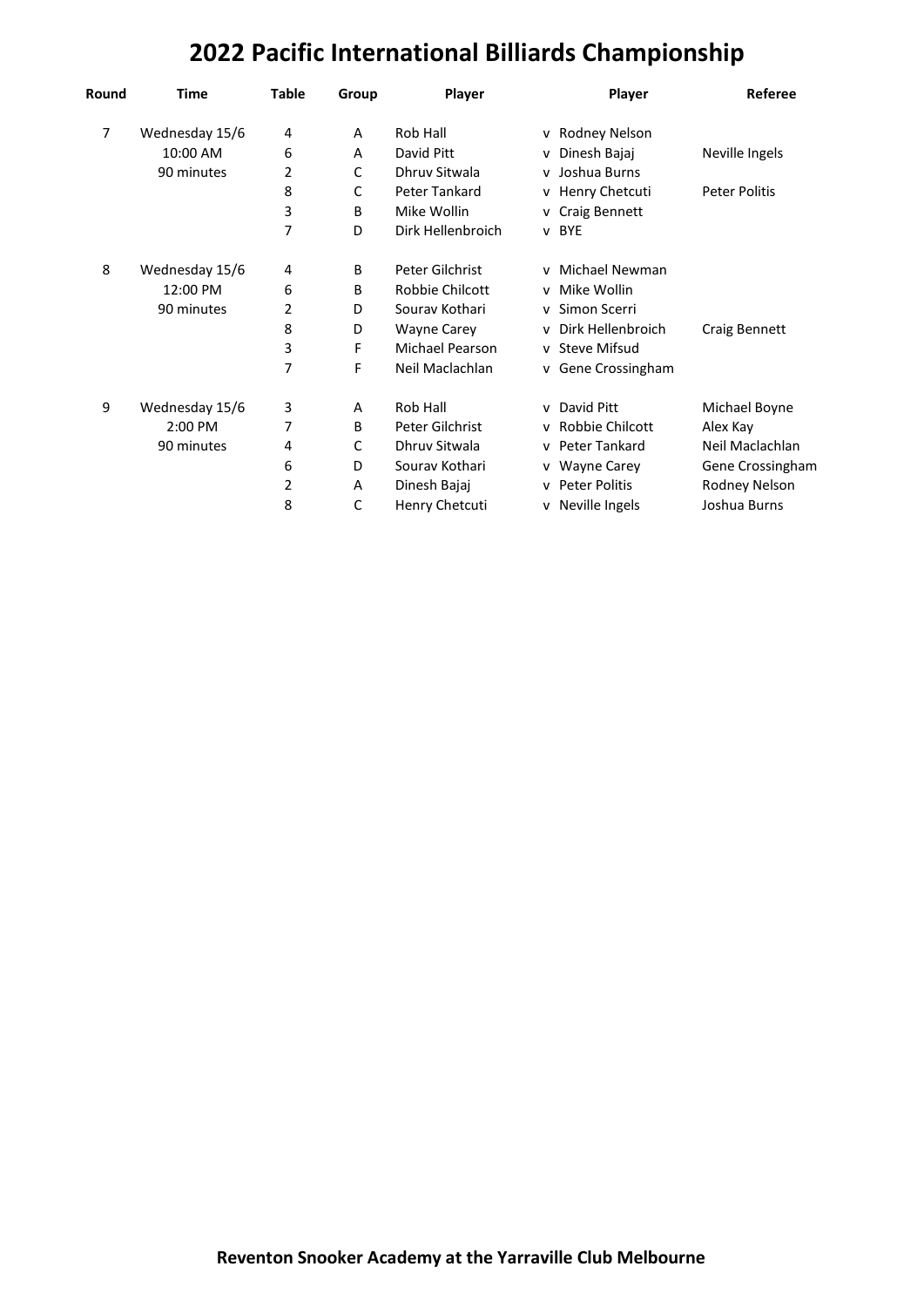# 2022 Pacific International Billiards Championship

| Round | Time | Table | Group | Player | | Player | Referee |
|---|---|---|---|---|---|---|---|
| 7 | Wednesday 15/6 | 4 | A | Rob Hall | v | Rodney Nelson | |
| | 10:00 AM | 6 | A | David Pitt | v | Dinesh Bajaj | Neville Ingels |
| | 90 minutes | 2 | C | Dhruv Sitwala | v | Joshua Burns | |
| | | 8 | C | Peter Tankard | v | Henry Chetcuti | Peter Politis |
| | | 3 | B | Mike Wollin | v | Craig Bennett | |
| | | 7 | D | Dirk Hellenbroich | v | BYE | |
| 8 | Wednesday 15/6 | 4 | B | Peter Gilchrist | v | Michael Newman | |
| | 12:00 PM | 6 | B | Robbie Chilcott | v | Mike Wollin | |
| | 90 minutes | 2 | D | Sourav Kothari | v | Simon Scerri | |
| | | 8 | D | Wayne Carey | v | Dirk Hellenbroich | Craig Bennett |
| | | 3 | F | Michael Pearson | v | Steve Mifsud | |
| | | 7 | F | Neil Maclachlan | v | Gene Crossingham | |
| 9 | Wednesday 15/6 | 3 | A | Rob Hall | v | David Pitt | Michael Boyne |
| | 2:00 PM | 7 | B | Peter Gilchrist | v | Robbie Chilcott | Alex Kay |
| | 90 minutes | 4 | C | Dhruv Sitwala | v | Peter Tankard | Neil Maclachlan |
| | | 6 | D | Sourav Kothari | v | Wayne Carey | Gene Crossingham |
| | | 2 | A | Dinesh Bajaj | v | Peter Politis | Rodney Nelson |
| | | 8 | C | Henry Chetcuti | v | Neville Ingels | Joshua Burns |

**Reventon Snooker Academy at the Yarraville Club Melbourne**